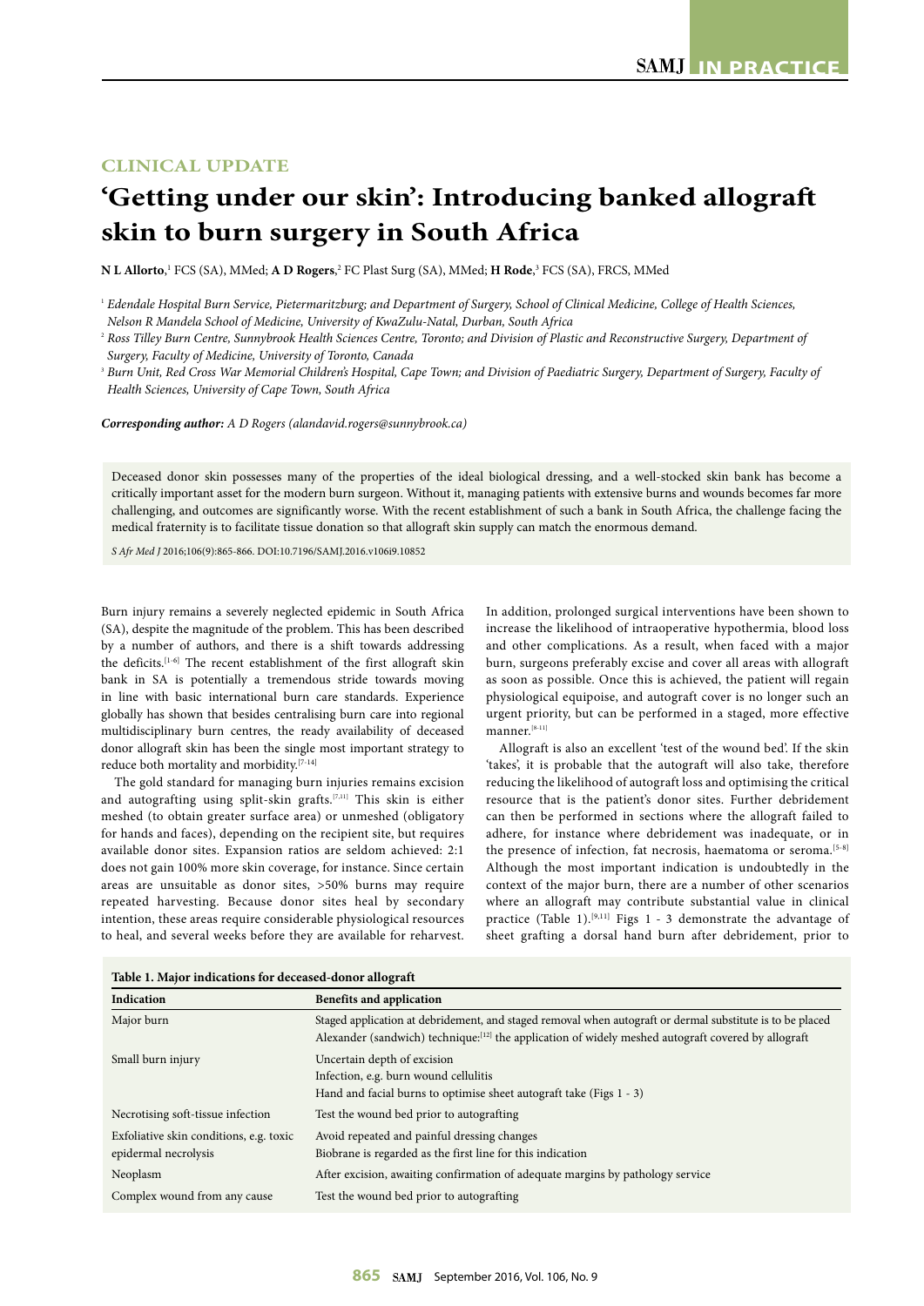CLINICAL UPDATE

# 'Getting under our skin': Introducing banked allograft skin to burn surgery in South Africa

**N L Allorto**,[1] FCS (SA), MMed; **A D Rogers**,[2] FC Plast Surg (SA), MMed; **H Rode**,[3] FCS (SA), FRCS, MMed

[1] *Edendale Hospital Burn Service, Pietermaritzburg; and Department of Surgery, School of Clinical Medicine, College of Health Sciences, Nelson R Mandela School of Medicine, University of KwaZulu-Natal, Durban, South Africa*

[2] *Ross Tilley Burn Centre, Sunnybrook Health Sciences Centre, Toronto; and Division of Plastic and Reconstructive Surgery, Department of Surgery, Faculty of Medicine, University of Toronto, Canada*

[3] *Burn Unit, Red Cross War Memorial Children's Hospital, Cape Town; and Division of Paediatric Surgery, Department of Surgery, Faculty of Health Sciences, University of Cape Town, South Africa*

***Corresponding author:*** *A D Rogers (alandavid.rogers@sunnybrook.ca)*

Deceased donor skin possesses many of the properties of the ideal biological dressing, and a well-stocked skin bank has become a critically important asset for the modern burn surgeon. Without it, managing patients with extensive burns and wounds becomes far more challenging, and outcomes are significantly worse. With the recent establishment of such a bank in South Africa, the challenge facing the medical fraternity is to facilitate tissue donation so that allograft skin supply can match the enormous demand.

*S Afr Med J* 2016;106(9):865-866. DOI:10.7196/SAMJ.2016.v106i9.10852

Burn injury remains a severely neglected epidemic in South Africa (SA), despite the magnitude of the problem. This has been described by a number of authors, and there is a shift towards addressing the deficits.[1-6] The recent establishment of the first allograft skin bank in SA is potentially a tremendous stride towards moving in line with basic international burn care standards. Experience globally has shown that besides centralising burn care into regional multidisciplinary burn centres, the ready availability of deceased donor allograft skin has been the single most important strategy to reduce both mortality and morbidity.[7-14]

The gold standard for managing burn injuries remains excision and autografting using split-skin grafts.[7,11] This skin is either meshed (to obtain greater surface area) or unmeshed (obligatory for hands and faces), depending on the recipient site, but requires available donor sites. Expansion ratios are seldom achieved: 2:1 does not gain 100% more skin coverage, for instance. Since certain areas are unsuitable as donor sites, >50% burns may require repeated harvesting. Because donor sites heal by secondary intention, these areas require considerable physiological resources to heal, and several weeks before they are available for reharvest. In addition, prolonged surgical interventions have been shown to increase the likelihood of intraoperative hypothermia, blood loss and other complications. As a result, when faced with a major burn, surgeons preferably excise and cover all areas with allograft as soon as possible. Once this is achieved, the patient will regain physiological equipoise, and autograft cover is no longer such an urgent priority, but can be performed in a staged, more effective manner.[8-11]

Allograft is also an excellent 'test of the wound bed'. If the skin 'takes', it is probable that the autograft will also take, therefore reducing the likelihood of autograft loss and optimising the critical resource that is the patient's donor sites. Further debridement can then be performed in sections where the allograft failed to adhere, for instance where debridement was inadequate, or in the presence of infection, fat necrosis, haematoma or seroma.[5-8] Although the most important indication is undoubtedly in the context of the major burn, there are a number of other scenarios where an allograft may contribute substantial value in clinical practice (Table 1).[9,11] Figs 1 - 3 demonstrate the advantage of sheet grafting a dorsal hand burn after debridement, prior to

**Table 1. Major indications for deceased-donor allograft**

| Indication | Benefits and application |
|---|---|
| Major burn | Staged application at debridement, and staged removal when autograft or dermal substitute is to be placed<br>Alexander (sandwich) technique:[12] the application of widely meshed autograft covered by allograft |
| Small burn injury | Uncertain depth of excision<br>Infection, e.g. burn wound cellulitis<br>Hand and facial burns to optimise sheet autograft take (Figs 1 - 3) |
| Necrotising soft-tissue infection | Test the wound bed prior to autografting |
| Exfoliative skin conditions, e.g. toxic epidermal necrolysis | Avoid repeated and painful dressing changes<br>Biobrane is regarded as the first line for this indication |
| Neoplasm | After excision, awaiting confirmation of adequate margins by pathology service |
| Complex wound from any cause | Test the wound bed prior to autografting |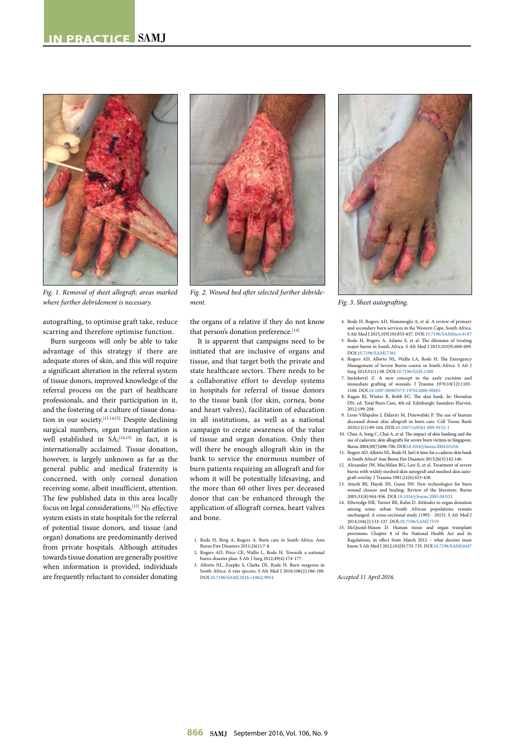Fig. 1. Removal of sheet allograft; areas marked where further debridement is necessary.

Fig. 2. Wound bed after selected further debridement.

Fig. 3. Sheet autografting.

autografting, to optimise graft take, reduce scarring and therefore optimise function.

Burn surgeons will only be able to take advantage of this strategy if there are adequate stores of skin, and this will require a significant alteration in the referral system of tissue donors, improved knowledge of the referral process on the part of healthcare professionals, and their participation in it, and the fostering of a culture of tissue donation in our society.[11,14,15] Despite declining surgical numbers, organ transplantation is well established in SA;[14,15] in fact, it is internationally acclaimed. Tissue donation, however, is largely unknown as far as the general public and medical fraternity is concerned, with only corneal donation receiving some, albeit insufficient, attention. The few published data in this area locally focus on legal considerations.[15] No effective system exists in state hospitals for the referral of potential tissue donors, and tissue (and organ) donations are predominantly derived from private hospitals. Although attitudes towards tissue donation are generally positive when information is provided, individuals are frequently reluctant to consider donating the organs of a relative if they do not know that person's donation preference.[14]

It is apparent that campaigns need to be initiated that are inclusive of organs and tissue, and that target both the private and state healthcare sectors. There needs to be a collaborative effort to develop systems in hospitals for referral of tissue donors to the tissue bank (for skin, cornea, bone and heart valves), facilitation of education in all institutions, as well as a national campaign to create awareness of the value of tissue and organ donation. Only then will there be enough allograft skin in the bank to service the enormous number of burn patients requiring an allograft and for whom it will be potentially lifesaving, and the more than 60 other lives per deceased donor that can be enhanced through the application of allograft cornea, heart valves and bone.

1. Rode H, Berg A, Rogers A. Burn care in South Africa. Ann Burns Fire Disasters 2011;24(1):7-8.
2. Rogers AD, Price CE, Wallis L, Rode H. Towards a national burns disaster plan. S Afr J Surg 2012;49(4):174-177.
3. Allorto NL, Zoepke S, Clarke DL, Rode H. Burn surgeons in South Africa: A rare species. S Afr Med J 2016;106(2):186-188. DOI:10.7196/SAMJ.2016.v106i2.9954
4. Rode H, Rogers AD, Numanoglu A, et al. A review of primary and secondary burn services in the Western Cape, South Africa. S Afr Med J 2015;105(10):853-857. DOI:10.7196/SAMJnew.8187
5. Rode H, Rogers A, Adams S, et al. The dilemma of treating major burns in South Africa. S Afr Med J 2013;103(9):608-609. DOI:10.7196/SAMJ.7361
6. Rogers AD, Allorto NL, Wallis LA, Rode H. The Emergency Management of Severe Burns course in South Africa. S Afr J Surg 2013;51(1):38. DOI:10.7196/SAJS.1309
7. Janžekovič Z. A new concept in the early excision and immediate grafting of wounds. J Trauma 1970;10(12):1103-1108. DOI:10.1097/00005373-197012000-00001
8. Kagan RJ, Winter R, Robb EC. The skin bank. In: Herndon DN, ed. Total Burn Care, 4th ed. Edinburgh: Saunders Elsevier, 2012:199-208.
9. Leon-Villapalos J, Eldariri M, Dziewulski P. The use of human deceased donor skin allograft in burn care. Cell Tissue Bank 2010;11(1):99-104. DOI:10.1007/s10561-009-9152-1
10. Chua A, Song C, Chai A, et al. The impact of skin banking and the use of cadaveric skin allografts for severe burn victims in Singapore. Burns 2004;30(7):696-700. DOI:10.1016/j.burns.2004.03.016
11. Rogers AD, Allorto NL, Rode H. Isn't it time for a cadaver skin bank in South Africa? Ann Burns Fire Disasters 2013;26(3):142-146.
12. Alexander JW, MacMilan BG, Law E, et al. Treatment of severe burns with widely meshed skin autograft and meshed skin autograft overlay. J Trauma 1981;21(6):433-438.
13. Atiyeh BS, Hayek SN, Gunn SW. New technologies for burn wound closure and healing: Review of the literature. Burns 2005;31(8):944-956. DOI:10.1016/j.burns.2005.08.023
14. Etheredge HR, Turner RE, Kahn D. Attitudes to organ donation among some urban South African populations remain unchanged: A cross-sectional study (1993 - 2013). S Afr Med J 2014;104(2):133-137. DOI:10.7196/SAMJ.7519
15. McQuoid-Mason D. Human tissue and organ transplant provisions: Chapter 8 of the National Health Act and its Regulations, in effect from March 2012 – what doctors must know. S Afr Med J 2012;102(9):733-735. DOI:10.7196/SAMJ.6047

*Accepted 11 April 2016.*